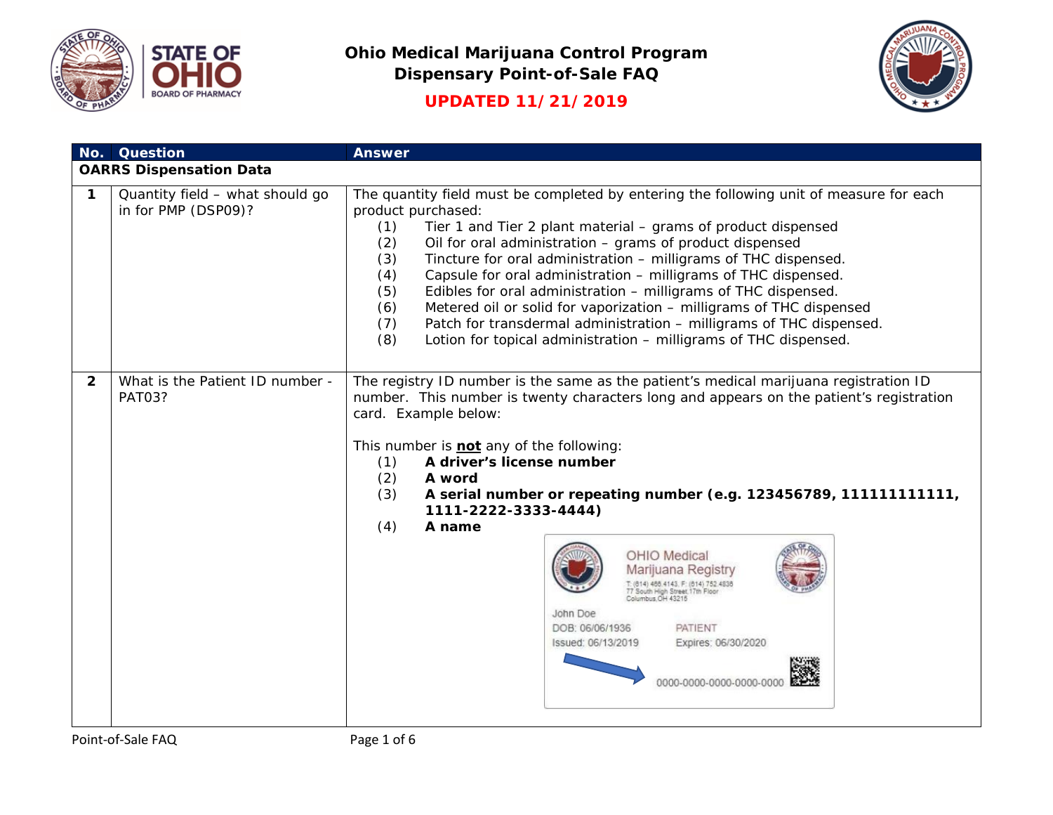# Ohio Medical Marijuana Control Program
## Dispensary Point-of-Sale FAQ

**UPDATED 11/21/2019**

| No. | Question | Answer |
|---|---|---|
| **OARRS Dispensation Data** | | |
| **1** | Quantity field – what should go in for PMP (DSP09)? | The quantity field must be completed by entering the following unit of measure for each product purchased:<br>(1) Tier 1 and Tier 2 plant material – grams of product dispensed<br>(2) Oil for oral administration – grams of product dispensed<br>(3) Tincture for oral administration – milligrams of THC dispensed.<br>(4) Capsule for oral administration – milligrams of THC dispensed.<br>(5) Edibles for oral administration – milligrams of THC dispensed.<br>(6) Metered oil or solid for vaporization – milligrams of THC dispensed<br>(7) Patch for transdermal administration – milligrams of THC dispensed.<br>(8) Lotion for topical administration – milligrams of THC dispensed. |
| **2** | What is the Patient ID number - PAT03? | The registry ID number is the same as the patient's medical marijuana registration ID number. This number is twenty characters long and appears on the patient's registration card. Example below:<br><br>This number is **not** any of the following:<br>(1) **A driver's license number**<br>(2) **A word**<br>(3) **A serial number or repeating number (e.g. 123456789, 111111111111, 1111-2222-3333-4444)**<br>(4) **A name**<br><br>OHIO Medical Marijuana Registry<br>T: (614) 466.4143, F: (614) 752.4836<br>77 South High Street 17th Floor<br>Columbus,OH 43215<br>John Doe<br>DOB: 06/06/1936 PATIENT<br>Issued: 06/13/2019 Expires: 06/30/2020<br>0000-0000-0000-0000-0000 |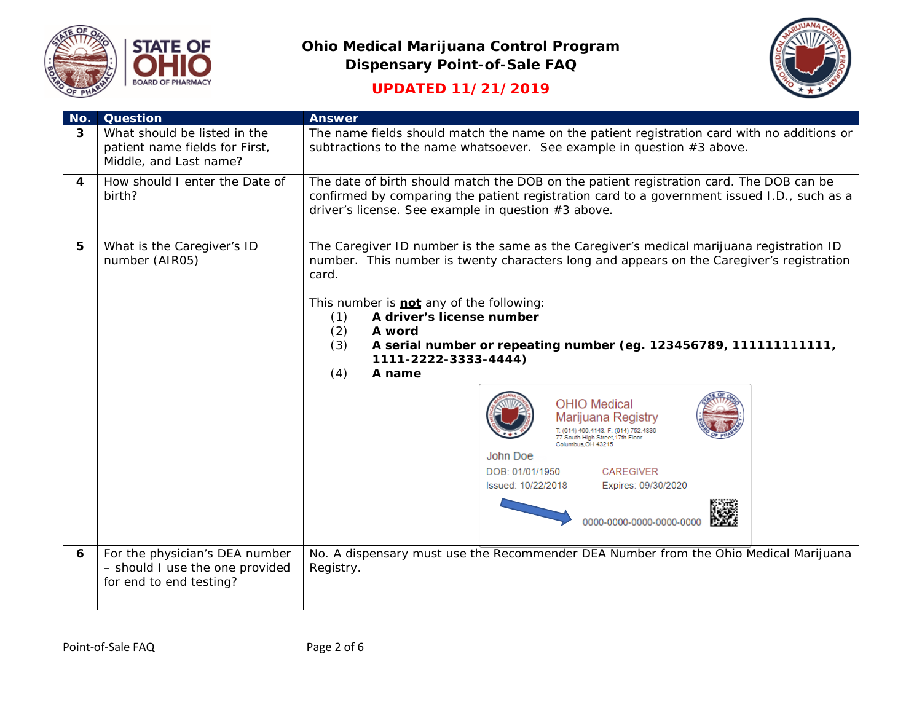# Ohio Medical Marijuana Control Program
## Dispensary Point-of-Sale FAQ

**UPDATED 11/21/2019**

| No. | Question | Answer |
|---|---|---|
| **3** | What should be listed in the patient name fields for First, Middle, and Last name? | The name fields should match the name on the patient registration card with no additions or subtractions to the name whatsoever. See example in question #3 above. |
| **4** | How should I enter the Date of birth? | The date of birth should match the DOB on the patient registration card. The DOB can be confirmed by comparing the patient registration card to a government issued I.D., such as a driver's license. See example in question #3 above. |
| **5** | What is the Caregiver's ID number (AIR05) | The Caregiver ID number is the same as the Caregiver's medical marijuana registration ID number. This number is twenty characters long and appears on the Caregiver's registration card.<br><br>This number is **not** any of the following:<br>(1) **A driver's license number**<br>(2) **A word**<br>(3) **A serial number or repeating number (eg. 123456789, 111111111111, 1111-2222-3333-4444)**<br>(4) **A name**<br><br>OHIO Medical Marijuana Registry<br>T: (614) 466.4143, F: (614) 752.4836<br>77 South High Street,17th Floor<br>Columbus,OH 43215<br>John Doe<br>DOB: 01/01/1950 CAREGIVER<br>Issued: 10/22/2018 Expires: 09/30/2020<br>0000-0000-0000-0000-0000 |
| **6** | For the physician's DEA number – should I use the one provided for end to end testing? | No. A dispensary must use the Recommender DEA Number from the Ohio Medical Marijuana Registry. |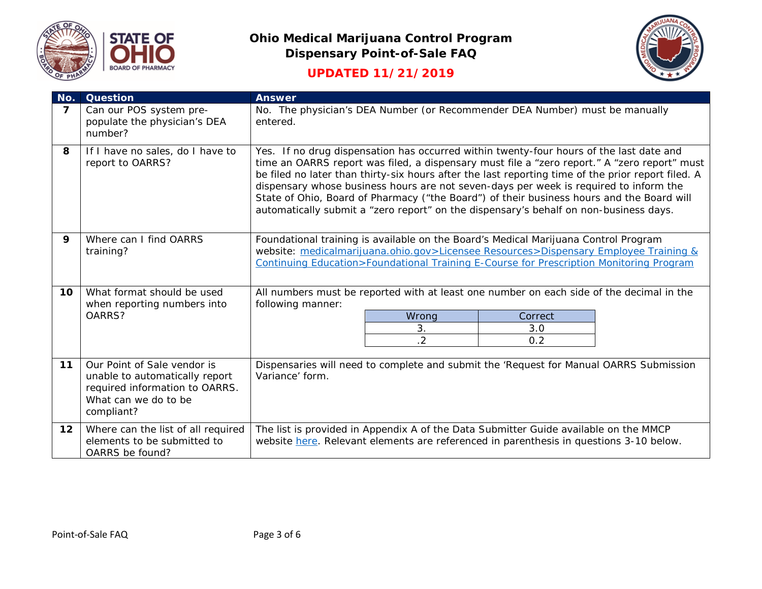# Ohio Medical Marijuana Control Program
## Dispensary Point-of-Sale FAQ

**UPDATED 11/21/2019**

| No. | Question | Answer |
| --- | --- | --- |
| **7** | Can our POS system pre-populate the physician's DEA number? | No. The physician's DEA Number (or Recommender DEA Number) must be manually entered. |
| **8** | If I have no sales, do I have to report to OARRS? | Yes. If no drug dispensation has occurred within twenty-four hours of the last date and time an OARRS report was filed, a dispensary must file a "zero report." A "zero report" must be filed no later than thirty-six hours after the last reporting time of the prior report filed. A dispensary whose business hours are not seven-days per week is required to inform the State of Ohio, Board of Pharmacy ("the Board") of their business hours and the Board will automatically submit a "zero report" on the dispensary's behalf on non-business days. |
| **9** | Where can I find OARRS training? | Foundational training is available on the Board's Medical Marijuana Control Program website: medicalmarijuana.ohio.gov>Licensee Resources>Dispensary Employee Training & Continuing Education>Foundational Training E-Course for Prescription Monitoring Program |
| **10** | What format should be used when reporting numbers into OARRS? | All numbers must be reported with at least one number on each side of the decimal in the following manner: Wrong: 3. — Correct: 3.0; Wrong: .2 — Correct: 0.2 |
| **11** | Our Point of Sale vendor is unable to automatically report required information to OARRS. What can we do to be compliant? | Dispensaries will need to complete and submit the 'Request for Manual OARRS Submission Variance' form. |
| **12** | Where can the list of all required elements to be submitted to OARRS be found? | The list is provided in Appendix A of the Data Submitter Guide available on the MMCP website here. Relevant elements are referenced in parenthesis in questions 3-10 below. |

Formatting example for question 10:

| Wrong | Correct |
| --- | --- |
| 3. | 3.0 |
| .2 | 0.2 |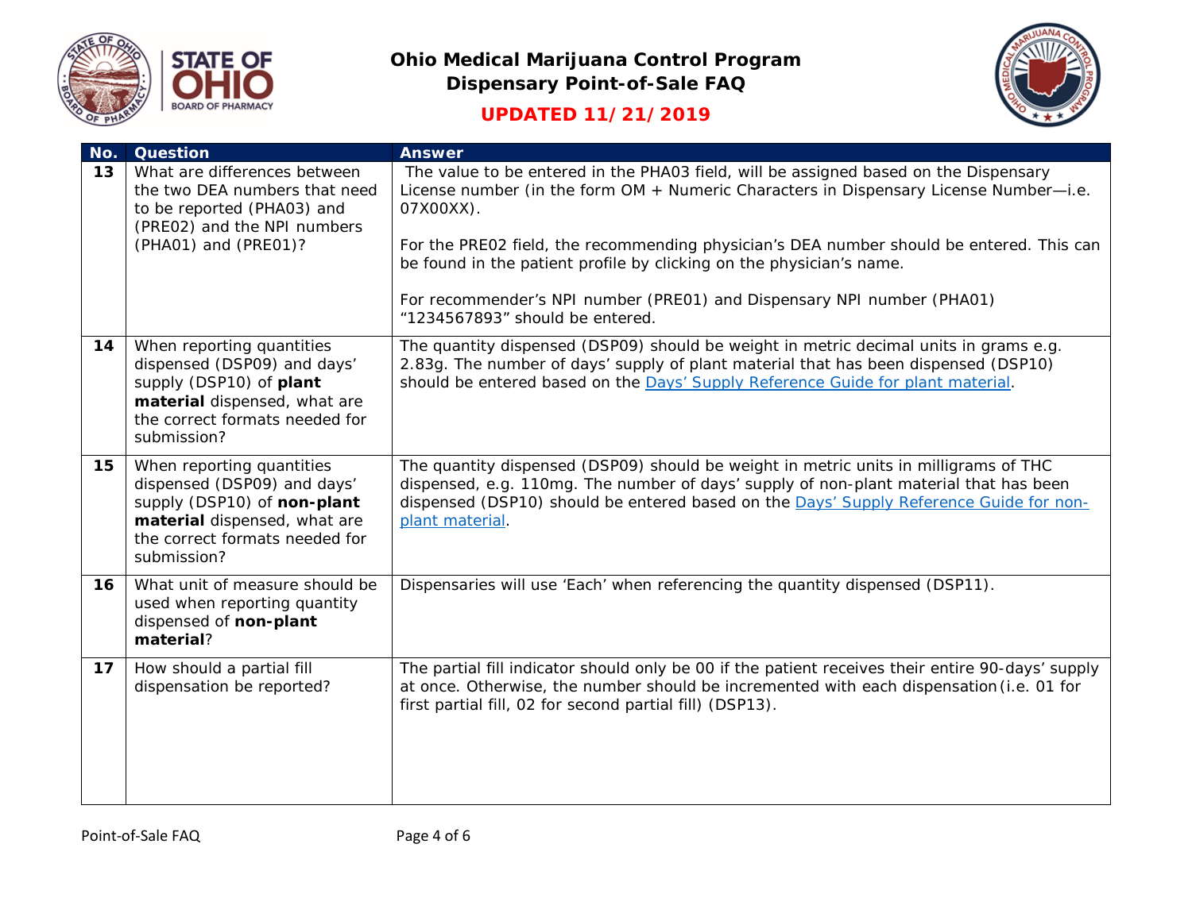# Ohio Medical Marijuana Control Program
## Dispensary Point-of-Sale FAQ

**UPDATED 11/21/2019**

| No. | Question | Answer |
|---|---|---|
| **13** | What are differences between the two DEA numbers that need to be reported (PHA03) and (PRE02) and the NPI numbers (PHA01) and (PRE01)? | The value to be entered in the PHA03 field, will be assigned based on the Dispensary License number (in the form OM + Numeric Characters in Dispensary License Number—i.e. 07X00XX).<br><br>For the PRE02 field, the recommending physician's DEA number should be entered. This can be found in the patient profile by clicking on the physician's name.<br><br>For recommender's NPI number (PRE01) and Dispensary NPI number (PHA01) "1234567893" should be entered. |
| **14** | When reporting quantities dispensed (DSP09) and days' supply (DSP10) of **plant material** dispensed, what are the correct formats needed for submission? | The quantity dispensed (DSP09) should be weight in metric decimal units in grams e.g. 2.83g. The number of days' supply of plant material that has been dispensed (DSP10) should be entered based on the Days' Supply Reference Guide for plant material. |
| **15** | When reporting quantities dispensed (DSP09) and days' supply (DSP10) of **non-plant material** dispensed, what are the correct formats needed for submission? | The quantity dispensed (DSP09) should be weight in metric units in milligrams of THC dispensed, e.g. 110mg. The number of days' supply of non-plant material that has been dispensed (DSP10) should be entered based on the Days' Supply Reference Guide for non-plant material. |
| **16** | What unit of measure should be used when reporting quantity dispensed of **non-plant material**? | Dispensaries will use 'Each' when referencing the quantity dispensed (DSP11). |
| **17** | How should a partial fill dispensation be reported? | The partial fill indicator should only be 00 if the patient receives their entire 90-days' supply at once. Otherwise, the number should be incremented with each dispensation (i.e. 01 for first partial fill, 02 for second partial fill) (DSP13). |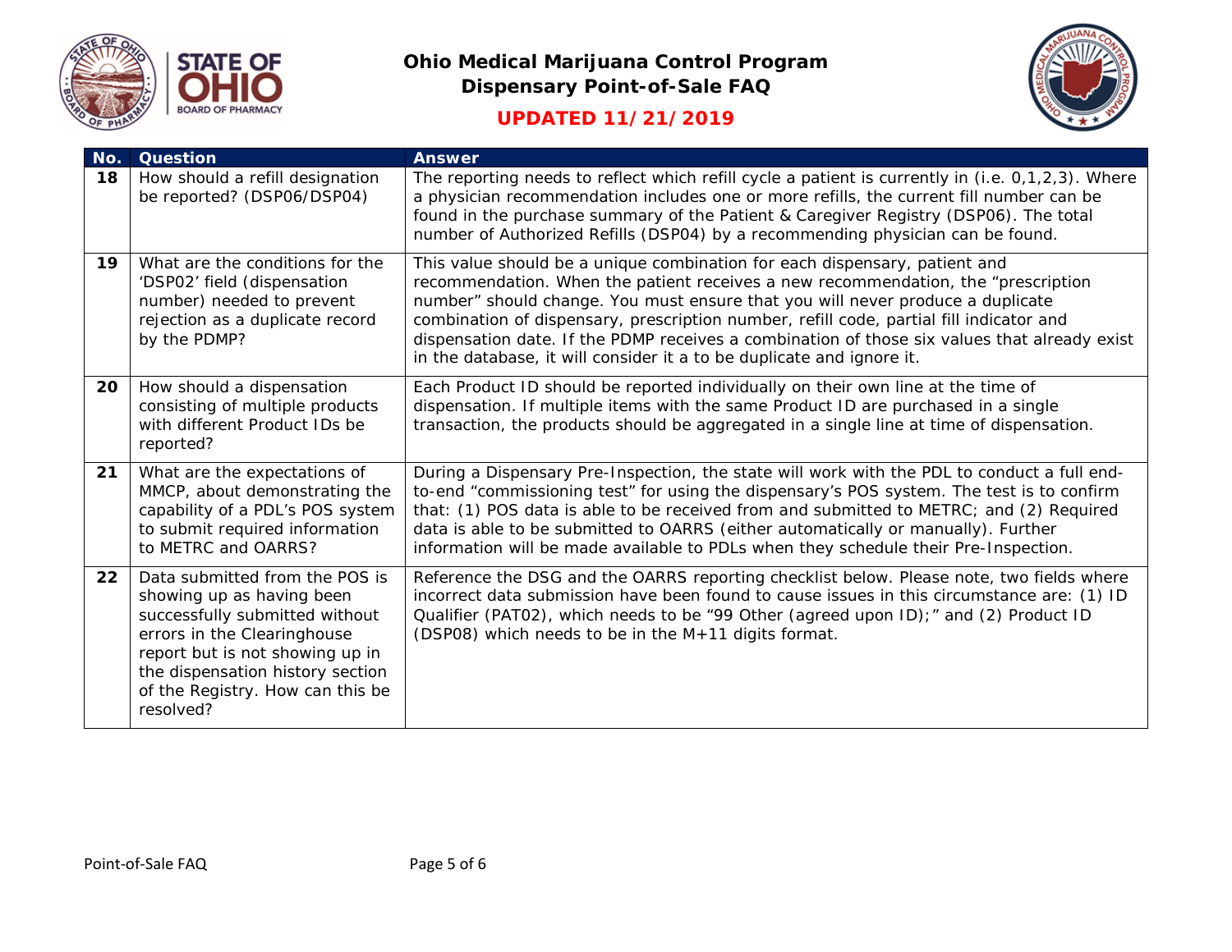# Ohio Medical Marijuana Control Program
## Dispensary Point-of-Sale FAQ

**UPDATED 11/21/2019**

| No. | Question | Answer |
|---|---|---|
| 18 | How should a refill designation be reported? (DSP06/DSP04) | The reporting needs to reflect which refill cycle a patient is currently in (i.e. 0,1,2,3). Where a physician recommendation includes one or more refills, the current fill number can be found in the purchase summary of the Patient & Caregiver Registry (DSP06). The total number of Authorized Refills (DSP04) by a recommending physician can be found. |
| 19 | What are the conditions for the 'DSP02' field (dispensation number) needed to prevent rejection as a duplicate record by the PDMP? | This value should be a unique combination for each dispensary, patient and recommendation. When the patient receives a new recommendation, the "prescription number" should change. You must ensure that you will never produce a duplicate combination of dispensary, prescription number, refill code, partial fill indicator and dispensation date. If the PDMP receives a combination of those six values that already exist in the database, it will consider it a to be duplicate and ignore it. |
| 20 | How should a dispensation consisting of multiple products with different Product IDs be reported? | Each Product ID should be reported individually on their own line at the time of dispensation. If multiple items with the same Product ID are purchased in a single transaction, the products should be aggregated in a single line at time of dispensation. |
| 21 | What are the expectations of MMCP, about demonstrating the capability of a PDL's POS system to submit required information to METRC and OARRS? | During a Dispensary Pre-Inspection, the state will work with the PDL to conduct a full end-to-end "commissioning test" for using the dispensary's POS system. The test is to confirm that: (1) POS data is able to be received from and submitted to METRC; and (2) Required data is able to be submitted to OARRS (either automatically or manually). Further information will be made available to PDLs when they schedule their Pre-Inspection. |
| 22 | Data submitted from the POS is showing up as having been successfully submitted without errors in the Clearinghouse report but is not showing up in the dispensation history section of the Registry. How can this be resolved? | Reference the DSG and the OARRS reporting checklist below. Please note, two fields where incorrect data submission have been found to cause issues in this circumstance are: (1) ID Qualifier (PAT02), which needs to be "99 Other (agreed upon ID);" and (2) Product ID (DSP08) which needs to be in the M+11 digits format. |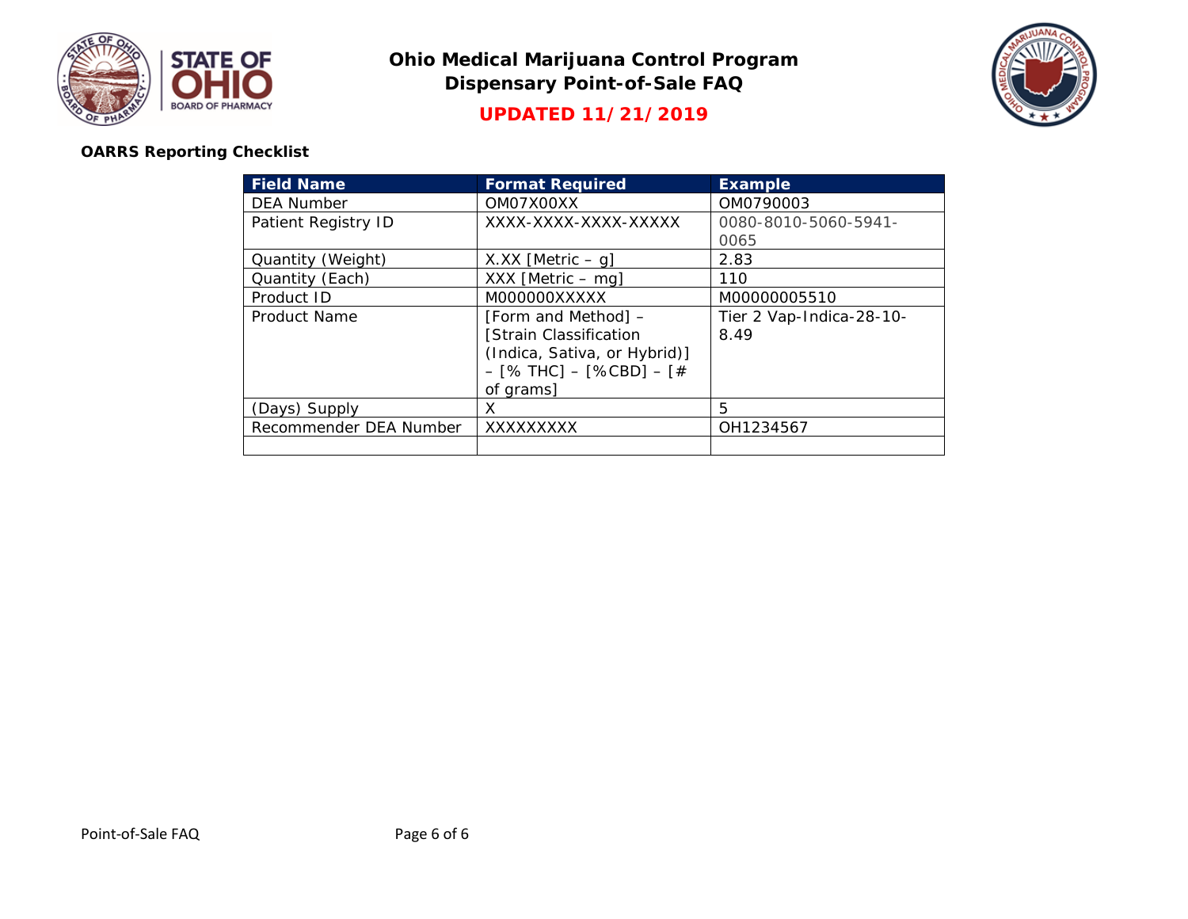**OARRS Reporting Checklist**

| Field Name | Format Required | Example |
|---|---|---|
| DEA Number | OM07X00XX | OM0790003 |
| Patient Registry ID | XXXX-XXXX-XXXX-XXXXX | 0080-8010-5060-5941-0065 |
| Quantity (Weight) | X.XX [Metric – g] | 2.83 |
| Quantity (Each) | XXX [Metric – mg] | 110 |
| Product ID | M000000XXXXX | M00000005510 |
| Product Name | [Form and Method] – [Strain Classification (Indica, Sativa, or Hybrid)] – [% THC] – [%CBD] – [# of grams] | Tier 2 Vap-Indica-28-10-8.49 |
| (Days) Supply | X | 5 |
| Recommender DEA Number | XXXXXXXXX | OH1234567 |
| | | |